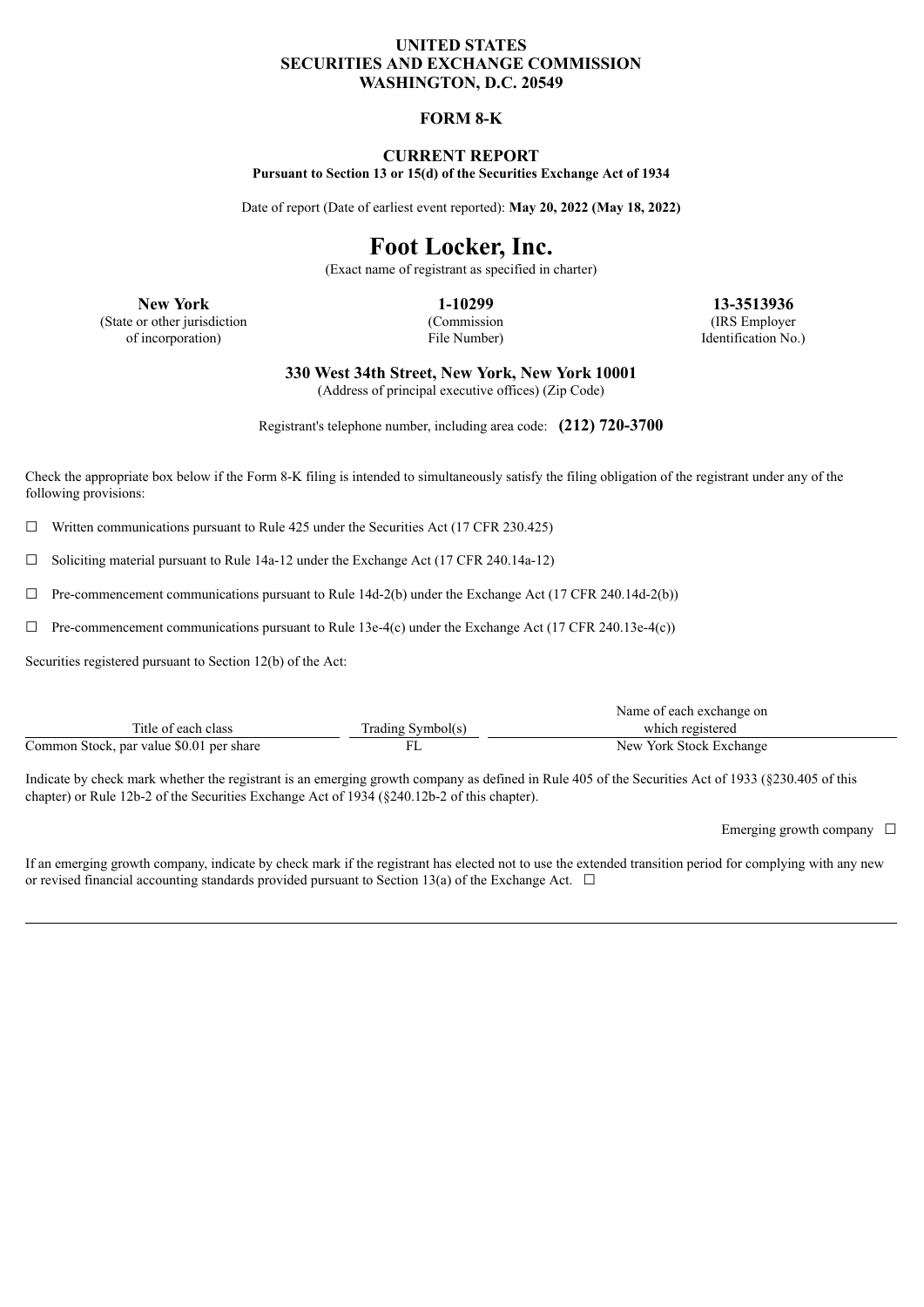**UNITED STATES**
**SECURITIES AND EXCHANGE COMMISSION**
**WASHINGTON, D.C. 20549**

**FORM 8-K**

**CURRENT REPORT**
**Pursuant to Section 13 or 15(d) of the Securities Exchange Act of 1934**

Date of report (Date of earliest event reported): **May 20, 2022 (May 18, 2022)**

# Foot Locker, Inc.

(Exact name of registrant as specified in charter)

| **New York** | **1-10299** | **13-3513936** |
|---|---|---|
| (State or other jurisdiction of incorporation) | (Commission File Number) | (IRS Employer Identification No.) |

**330 West 34th Street, New York, New York 10001**
(Address of principal executive offices) (Zip Code)

Registrant's telephone number, including area code: **(212) 720-3700**

Check the appropriate box below if the Form 8-K filing is intended to simultaneously satisfy the filing obligation of the registrant under any of the following provisions:

☐ Written communications pursuant to Rule 425 under the Securities Act (17 CFR 230.425)

☐ Soliciting material pursuant to Rule 14a-12 under the Exchange Act (17 CFR 240.14a-12)

☐ Pre-commencement communications pursuant to Rule 14d-2(b) under the Exchange Act (17 CFR 240.14d-2(b))

☐ Pre-commencement communications pursuant to Rule 13e-4(c) under the Exchange Act (17 CFR 240.13e-4(c))

Securities registered pursuant to Section 12(b) of the Act:

| Title of each class | Trading Symbol(s) | Name of each exchange on which registered |
|---|---|---|
| Common Stock, par value $0.01 per share | FL | New York Stock Exchange |

Indicate by check mark whether the registrant is an emerging growth company as defined in Rule 405 of the Securities Act of 1933 (§230.405 of this chapter) or Rule 12b-2 of the Securities Exchange Act of 1934 (§240.12b-2 of this chapter).

Emerging growth company ☐

If an emerging growth company, indicate by check mark if the registrant has elected not to use the extended transition period for complying with any new or revised financial accounting standards provided pursuant to Section 13(a) of the Exchange Act. ☐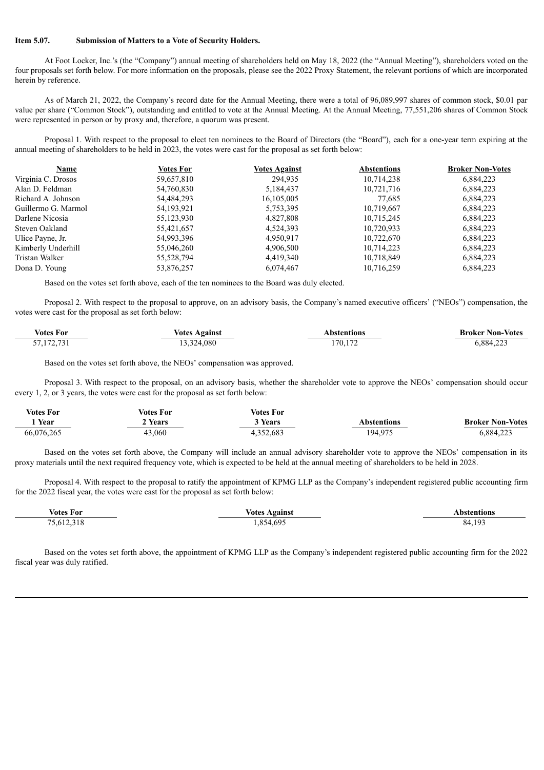**Item 5.07. Submission of Matters to a Vote of Security Holders.**

At Foot Locker, Inc.'s (the "Company") annual meeting of shareholders held on May 18, 2022 (the "Annual Meeting"), shareholders voted on the four proposals set forth below. For more information on the proposals, please see the 2022 Proxy Statement, the relevant portions of which are incorporated herein by reference.

As of March 21, 2022, the Company's record date for the Annual Meeting, there were a total of 96,089,997 shares of common stock, $0.01 par value per share ("Common Stock"), outstanding and entitled to vote at the Annual Meeting. At the Annual Meeting, 77,551,206 shares of Common Stock were represented in person or by proxy and, therefore, a quorum was present.

Proposal 1. With respect to the proposal to elect ten nominees to the Board of Directors (the "Board"), each for a one-year term expiring at the annual meeting of shareholders to be held in 2023, the votes were cast for the proposal as set forth below:

| Name | Votes For | Votes Against | Abstentions | Broker Non-Votes |
|---|---|---|---|---|
| Virginia C. Drosos | 59,657,810 | 294,935 | 10,714,238 | 6,884,223 |
| Alan D. Feldman | 54,760,830 | 5,184,437 | 10,721,716 | 6,884,223 |
| Richard A. Johnson | 54,484,293 | 16,105,005 | 77,685 | 6,884,223 |
| Guillermo G. Marmol | 54,193,921 | 5,753,395 | 10,719,667 | 6,884,223 |
| Darlene Nicosia | 55,123,930 | 4,827,808 | 10,715,245 | 6,884,223 |
| Steven Oakland | 55,421,657 | 4,524,393 | 10,720,933 | 6,884,223 |
| Ulice Payne, Jr. | 54,993,396 | 4,950,917 | 10,722,670 | 6,884,223 |
| Kimberly Underhill | 55,046,260 | 4,906,500 | 10,714,223 | 6,884,223 |
| Tristan Walker | 55,528,794 | 4,419,340 | 10,718,849 | 6,884,223 |
| Dona D. Young | 53,876,257 | 6,074,467 | 10,716,259 | 6,884,223 |

Based on the votes set forth above, each of the ten nominees to the Board was duly elected.

Proposal 2. With respect to the proposal to approve, on an advisory basis, the Company's named executive officers' ("NEOs") compensation, the votes were cast for the proposal as set forth below:

| Votes For | Votes Against | Abstentions | Broker Non-Votes |
|---|---|---|---|
| 57,172,731 | 13,324,080 | 170,172 | 6,884,223 |

Based on the votes set forth above, the NEOs' compensation was approved.

Proposal 3. With respect to the proposal, on an advisory basis, whether the shareholder vote to approve the NEOs' compensation should occur every 1, 2, or 3 years, the votes were cast for the proposal as set forth below:

| Votes For 1 Year | Votes For 2 Years | Votes For 3 Years | Abstentions | Broker Non-Votes |
|---|---|---|---|---|
| 66,076,265 | 43,060 | 4,352,683 | 194,975 | 6,884,223 |

Based on the votes set forth above, the Company will include an annual advisory shareholder vote to approve the NEOs' compensation in its proxy materials until the next required frequency vote, which is expected to be held at the annual meeting of shareholders to be held in 2028.

Proposal 4. With respect to the proposal to ratify the appointment of KPMG LLP as the Company's independent registered public accounting firm for the 2022 fiscal year, the votes were cast for the proposal as set forth below:

| Votes For | Votes Against | Abstentions |
|---|---|---|
| 75,612,318 | 1,854,695 | 84,193 |

Based on the votes set forth above, the appointment of KPMG LLP as the Company's independent registered public accounting firm for the 2022 fiscal year was duly ratified.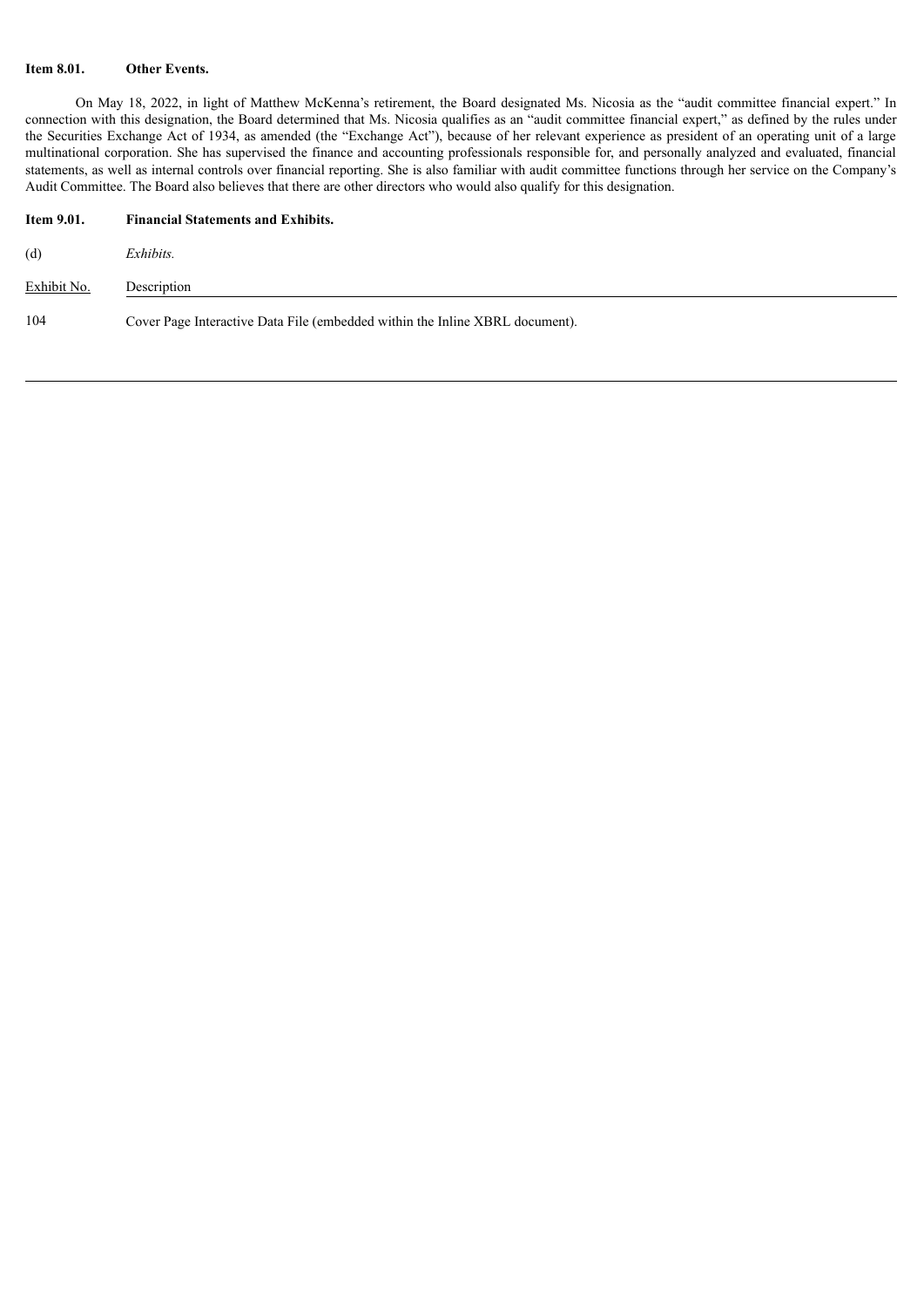**Item 8.01. Other Events.**

On May 18, 2022, in light of Matthew McKenna's retirement, the Board designated Ms. Nicosia as the "audit committee financial expert." In connection with this designation, the Board determined that Ms. Nicosia qualifies as an "audit committee financial expert," as defined by the rules under the Securities Exchange Act of 1934, as amended (the "Exchange Act"), because of her relevant experience as president of an operating unit of a large multinational corporation. She has supervised the finance and accounting professionals responsible for, and personally analyzed and evaluated, financial statements, as well as internal controls over financial reporting. She is also familiar with audit committee functions through her service on the Company's Audit Committee. The Board also believes that there are other directors who would also qualify for this designation.

**Item 9.01. Financial Statements and Exhibits.**

(d) *Exhibits.*

| Exhibit No. | Description |
| --- | --- |
| 104 | Cover Page Interactive Data File (embedded within the Inline XBRL document). |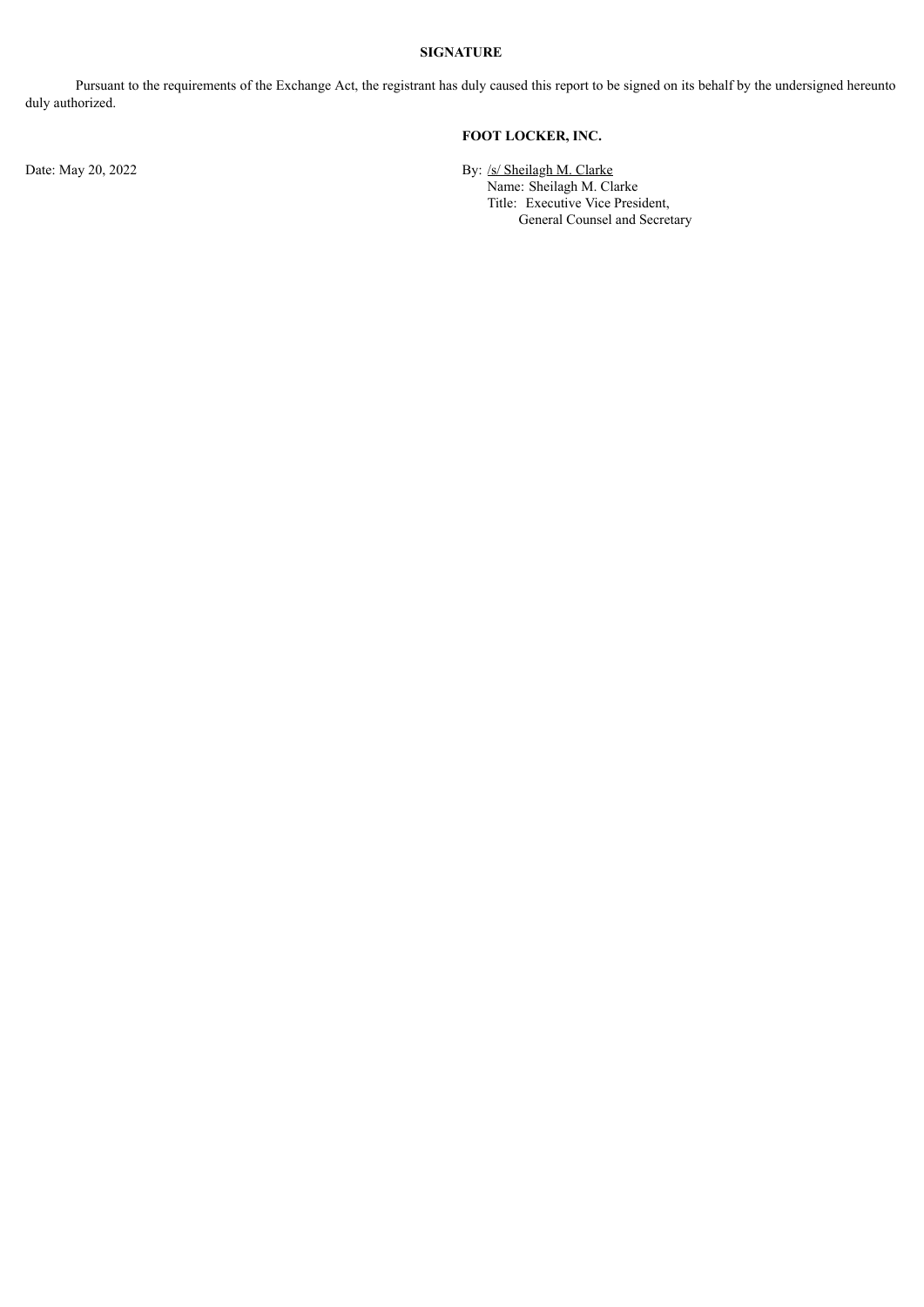**SIGNATURE**

Pursuant to the requirements of the Exchange Act, the registrant has duly caused this report to be signed on its behalf by the undersigned hereunto duly authorized.

**FOOT LOCKER, INC.**

Date: May 20, 2022

By: /s/ Sheilagh M. Clarke
Name: Sheilagh M. Clarke
Title: Executive Vice President,
General Counsel and Secretary